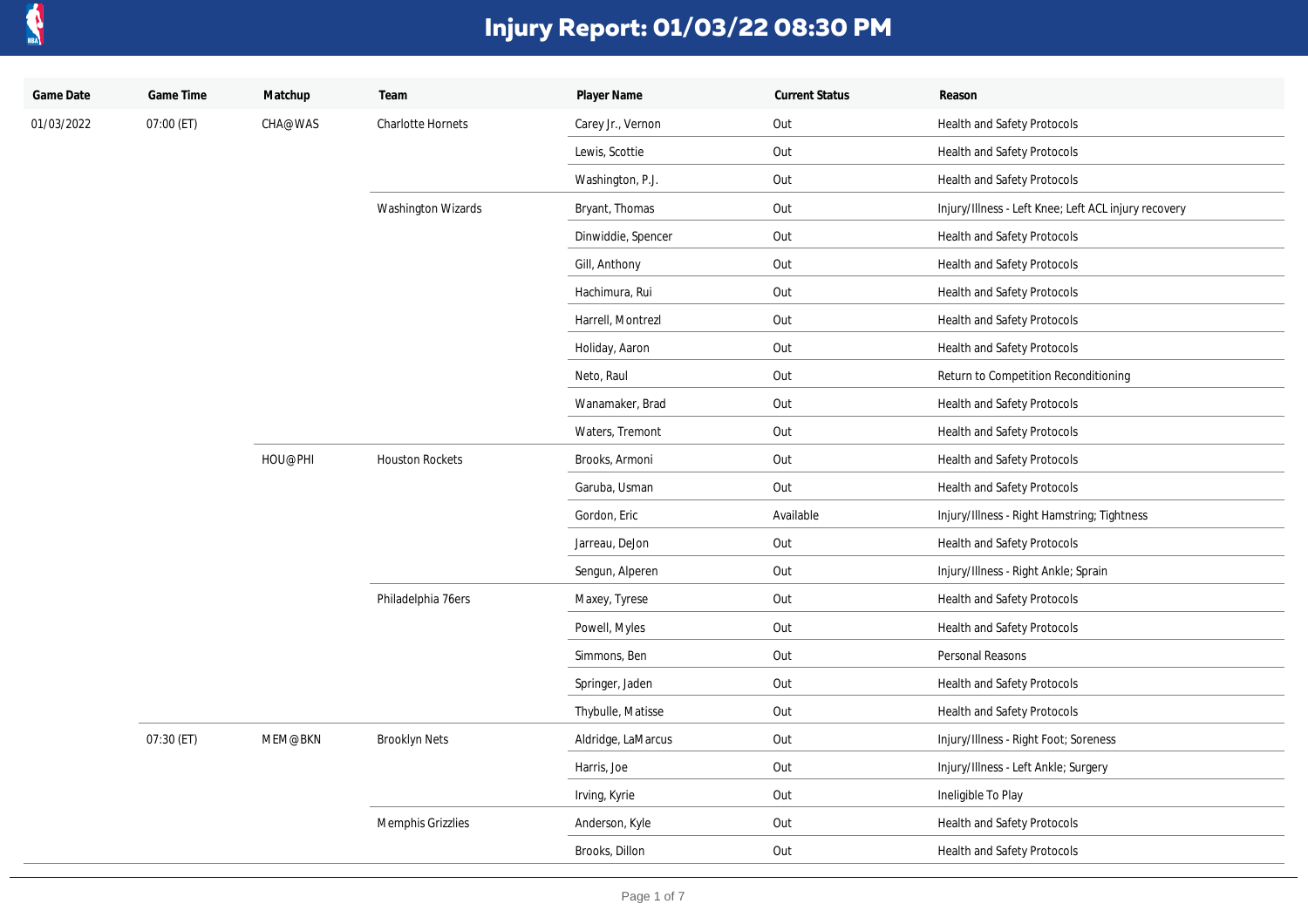# Injury Report: 01/03/22 08:30 PM

| Game Date | Game Time | Matchup | Team | Player Name | Current Status | Reason |
|---|---|---|---|---|---|---|
| 01/03/2022 | 07:00 (ET) | CHA@WAS | Charlotte Hornets | Carey Jr., Vernon | Out | Health and Safety Protocols |
| | | | | Lewis, Scottie | Out | Health and Safety Protocols |
| | | | | Washington, P.J. | Out | Health and Safety Protocols |
| | | | Washington Wizards | Bryant, Thomas | Out | Injury/Illness - Left Knee; Left ACL injury recovery |
| | | | | Dinwiddie, Spencer | Out | Health and Safety Protocols |
| | | | | Gill, Anthony | Out | Health and Safety Protocols |
| | | | | Hachimura, Rui | Out | Health and Safety Protocols |
| | | | | Harrell, Montrezl | Out | Health and Safety Protocols |
| | | | | Holiday, Aaron | Out | Health and Safety Protocols |
| | | | | Neto, Raul | Out | Return to Competition Reconditioning |
| | | | | Wanamaker, Brad | Out | Health and Safety Protocols |
| | | | | Waters, Tremont | Out | Health and Safety Protocols |
| | | HOU@PHI | Houston Rockets | Brooks, Armoni | Out | Health and Safety Protocols |
| | | | | Garuba, Usman | Out | Health and Safety Protocols |
| | | | | Gordon, Eric | Available | Injury/Illness - Right Hamstring; Tightness |
| | | | | Jarreau, DeJon | Out | Health and Safety Protocols |
| | | | | Sengun, Alperen | Out | Injury/Illness - Right Ankle; Sprain |
| | | | Philadelphia 76ers | Maxey, Tyrese | Out | Health and Safety Protocols |
| | | | | Powell, Myles | Out | Health and Safety Protocols |
| | | | | Simmons, Ben | Out | Personal Reasons |
| | | | | Springer, Jaden | Out | Health and Safety Protocols |
| | | | | Thybulle, Matisse | Out | Health and Safety Protocols |
| | 07:30 (ET) | MEM@BKN | Brooklyn Nets | Aldridge, LaMarcus | Out | Injury/Illness - Right Foot; Soreness |
| | | | | Harris, Joe | Out | Injury/Illness - Left Ankle; Surgery |
| | | | | Irving, Kyrie | Out | Ineligible To Play |
| | | | Memphis Grizzlies | Anderson, Kyle | Out | Health and Safety Protocols |
| | | | | Brooks, Dillon | Out | Health and Safety Protocols |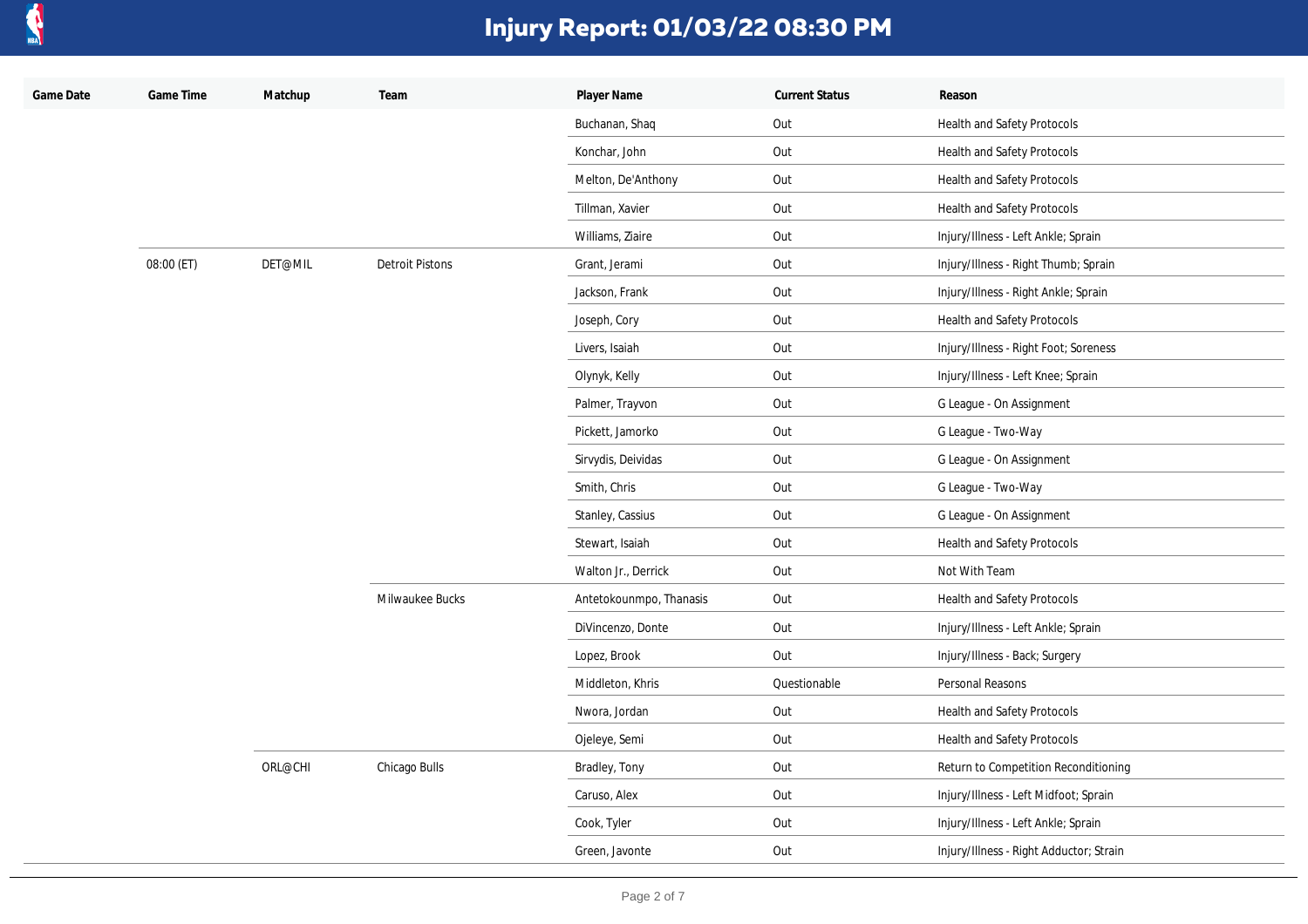# Injury Report: 01/03/22 08:30 PM

| Game Date | Game Time | Matchup | Team | Player Name | Current Status | Reason |
|---|---|---|---|---|---|---|
| | | | | Buchanan, Shaq | Out | Health and Safety Protocols |
| | | | | Konchar, John | Out | Health and Safety Protocols |
| | | | | Melton, De'Anthony | Out | Health and Safety Protocols |
| | | | | Tillman, Xavier | Out | Health and Safety Protocols |
| | | | | Williams, Ziaire | Out | Injury/Illness - Left Ankle; Sprain |
| | 08:00 (ET) | DET@MIL | Detroit Pistons | Grant, Jerami | Out | Injury/Illness - Right Thumb; Sprain |
| | | | | Jackson, Frank | Out | Injury/Illness - Right Ankle; Sprain |
| | | | | Joseph, Cory | Out | Health and Safety Protocols |
| | | | | Livers, Isaiah | Out | Injury/Illness - Right Foot; Soreness |
| | | | | Olynyk, Kelly | Out | Injury/Illness - Left Knee; Sprain |
| | | | | Palmer, Trayvon | Out | G League - On Assignment |
| | | | | Pickett, Jamorko | Out | G League - Two-Way |
| | | | | Sirvydis, Deividas | Out | G League - On Assignment |
| | | | | Smith, Chris | Out | G League - Two-Way |
| | | | | Stanley, Cassius | Out | G League - On Assignment |
| | | | | Stewart, Isaiah | Out | Health and Safety Protocols |
| | | | | Walton Jr., Derrick | Out | Not With Team |
| | | | Milwaukee Bucks | Antetokounmpo, Thanasis | Out | Health and Safety Protocols |
| | | | | DiVincenzo, Donte | Out | Injury/Illness - Left Ankle; Sprain |
| | | | | Lopez, Brook | Out | Injury/Illness - Back; Surgery |
| | | | | Middleton, Khris | Questionable | Personal Reasons |
| | | | | Nwora, Jordan | Out | Health and Safety Protocols |
| | | | | Ojeleye, Semi | Out | Health and Safety Protocols |
| | | ORL@CHI | Chicago Bulls | Bradley, Tony | Out | Return to Competition Reconditioning |
| | | | | Caruso, Alex | Out | Injury/Illness - Left Midfoot; Sprain |
| | | | | Cook, Tyler | Out | Injury/Illness - Left Ankle; Sprain |
| | | | | Green, Javonte | Out | Injury/Illness - Right Adductor; Strain |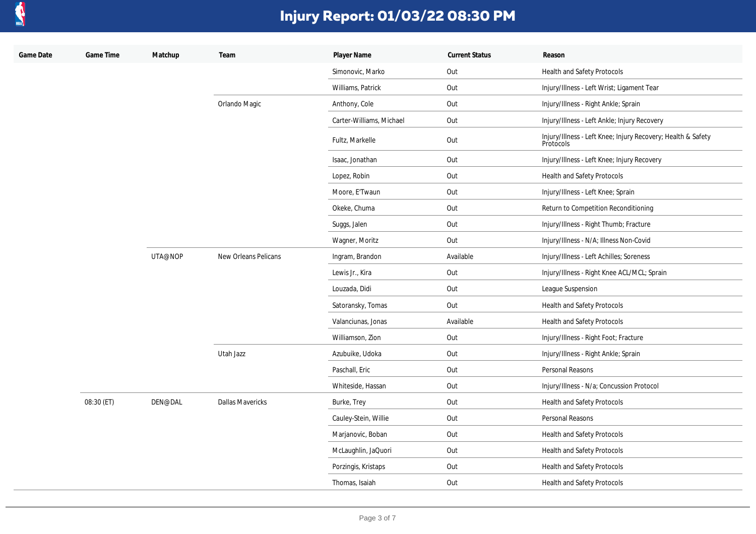# Injury Report: 01/03/22 08:30 PM

| Game Date | Game Time | Matchup | Team | Player Name | Current Status | Reason |
|---|---|---|---|---|---|---|
| | | | | Simonovic, Marko | Out | Health and Safety Protocols |
| | | | | Williams, Patrick | Out | Injury/Illness - Left Wrist; Ligament Tear |
| | | | Orlando Magic | Anthony, Cole | Out | Injury/Illness - Right Ankle; Sprain |
| | | | | Carter-Williams, Michael | Out | Injury/Illness - Left Ankle; Injury Recovery |
| | | | | Fultz, Markelle | Out | Injury/Illness - Left Knee; Injury Recovery; Health & Safety Protocols |
| | | | | Isaac, Jonathan | Out | Injury/Illness - Left Knee; Injury Recovery |
| | | | | Lopez, Robin | Out | Health and Safety Protocols |
| | | | | Moore, E'Twaun | Out | Injury/Illness - Left Knee; Sprain |
| | | | | Okeke, Chuma | Out | Return to Competition Reconditioning |
| | | | | Suggs, Jalen | Out | Injury/Illness - Right Thumb; Fracture |
| | | | | Wagner, Moritz | Out | Injury/Illness - N/A; Illness Non-Covid |
| | | UTA@NOP | New Orleans Pelicans | Ingram, Brandon | Available | Injury/Illness - Left Achilles; Soreness |
| | | | | Lewis Jr., Kira | Out | Injury/Illness - Right Knee ACL/MCL; Sprain |
| | | | | Louzada, Didi | Out | League Suspension |
| | | | | Satoransky, Tomas | Out | Health and Safety Protocols |
| | | | | Valanciunas, Jonas | Available | Health and Safety Protocols |
| | | | | Williamson, Zion | Out | Injury/Illness - Right Foot; Fracture |
| | | | Utah Jazz | Azubuike, Udoka | Out | Injury/Illness - Right Ankle; Sprain |
| | | | | Paschall, Eric | Out | Personal Reasons |
| | | | | Whiteside, Hassan | Out | Injury/Illness - N/a; Concussion Protocol |
| | 08:30 (ET) | DEN@DAL | Dallas Mavericks | Burke, Trey | Out | Health and Safety Protocols |
| | | | | Cauley-Stein, Willie | Out | Personal Reasons |
| | | | | Marjanovic, Boban | Out | Health and Safety Protocols |
| | | | | McLaughlin, JaQuori | Out | Health and Safety Protocols |
| | | | | Porzingis, Kristaps | Out | Health and Safety Protocols |
| | | | | Thomas, Isaiah | Out | Health and Safety Protocols |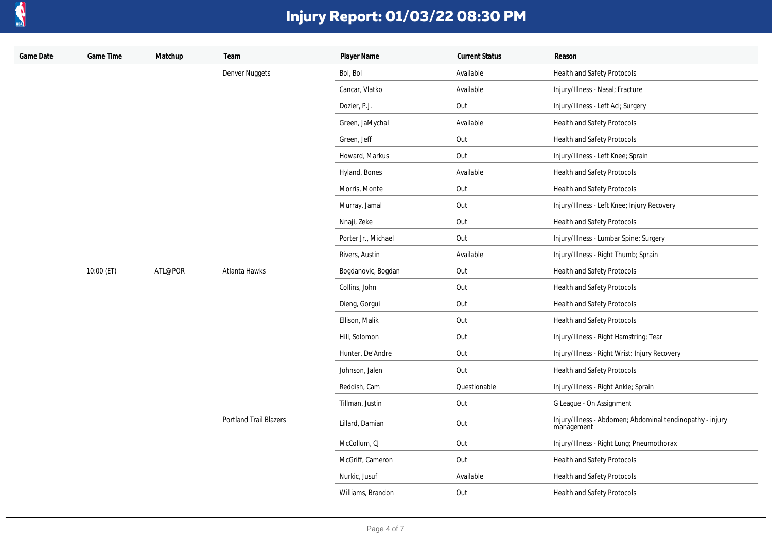# Injury Report: 01/03/22 08:30 PM

| Game Date | Game Time | Matchup | Team | Player Name | Current Status | Reason |
| --- | --- | --- | --- | --- | --- | --- |
| | | | Denver Nuggets | Bol, Bol | Available | Health and Safety Protocols |
| | | | | Cancar, Vlatko | Available | Injury/Illness - Nasal; Fracture |
| | | | | Dozier, P.J. | Out | Injury/Illness - Left Acl; Surgery |
| | | | | Green, JaMychal | Available | Health and Safety Protocols |
| | | | | Green, Jeff | Out | Health and Safety Protocols |
| | | | | Howard, Markus | Out | Injury/Illness - Left Knee; Sprain |
| | | | | Hyland, Bones | Available | Health and Safety Protocols |
| | | | | Morris, Monte | Out | Health and Safety Protocols |
| | | | | Murray, Jamal | Out | Injury/Illness - Left Knee; Injury Recovery |
| | | | | Nnaji, Zeke | Out | Health and Safety Protocols |
| | | | | Porter Jr., Michael | Out | Injury/Illness - Lumbar Spine; Surgery |
| | | | | Rivers, Austin | Available | Injury/Illness - Right Thumb; Sprain |
| | 10:00 (ET) | ATL@POR | Atlanta Hawks | Bogdanovic, Bogdan | Out | Health and Safety Protocols |
| | | | | Collins, John | Out | Health and Safety Protocols |
| | | | | Dieng, Gorgui | Out | Health and Safety Protocols |
| | | | | Ellison, Malik | Out | Health and Safety Protocols |
| | | | | Hill, Solomon | Out | Injury/Illness - Right Hamstring; Tear |
| | | | | Hunter, De'Andre | Out | Injury/Illness - Right Wrist; Injury Recovery |
| | | | | Johnson, Jalen | Out | Health and Safety Protocols |
| | | | | Reddish, Cam | Questionable | Injury/Illness - Right Ankle; Sprain |
| | | | | Tillman, Justin | Out | G League - On Assignment |
| | | | Portland Trail Blazers | Lillard, Damian | Out | Injury/Illness - Abdomen; Abdominal tendinopathy - injury management |
| | | | | McCollum, CJ | Out | Injury/Illness - Right Lung; Pneumothorax |
| | | | | McGriff, Cameron | Out | Health and Safety Protocols |
| | | | | Nurkic, Jusuf | Available | Health and Safety Protocols |
| | | | | Williams, Brandon | Out | Health and Safety Protocols |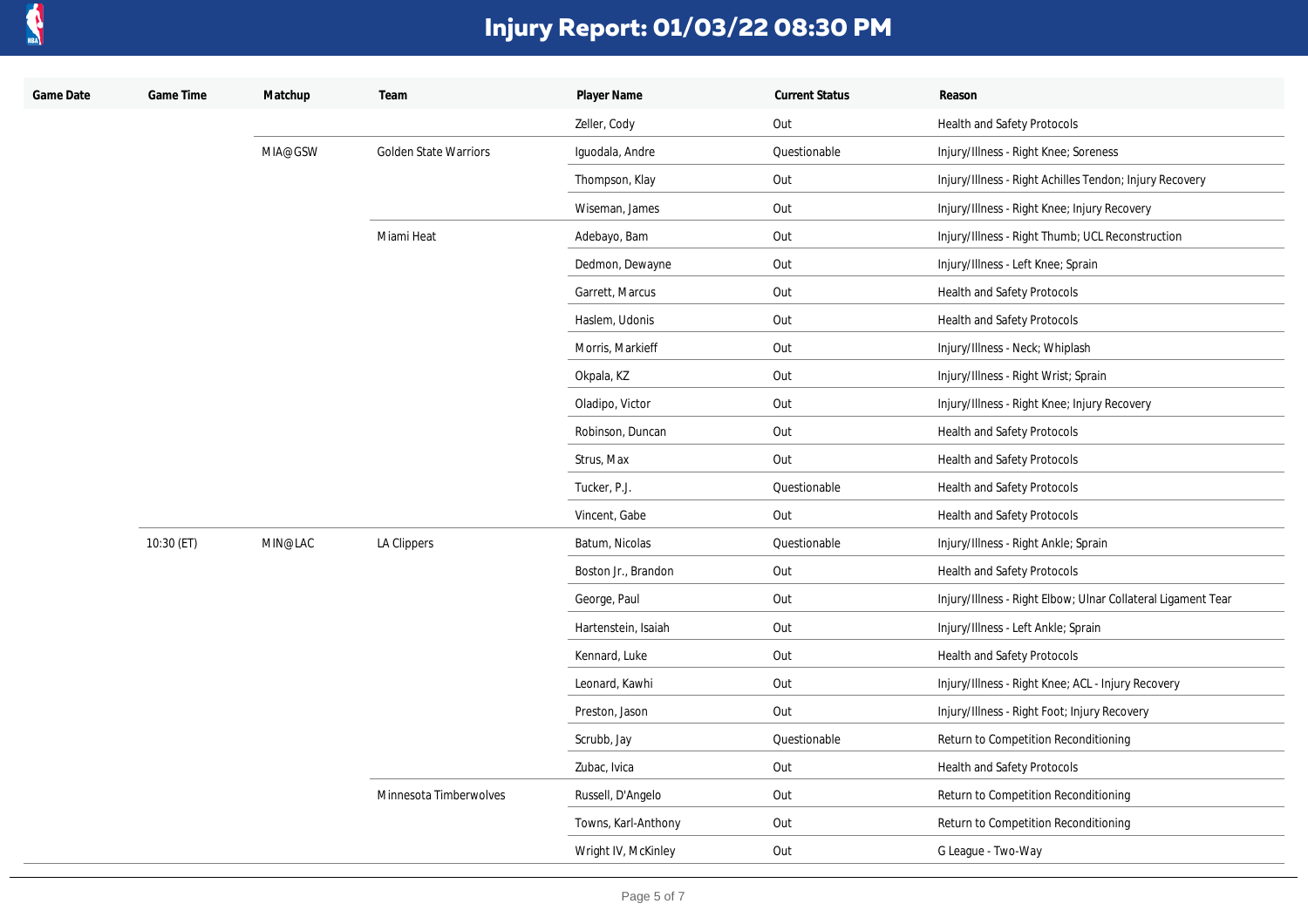# Injury Report: 01/03/22 08:30 PM

| Game Date | Game Time | Matchup | Team | Player Name | Current Status | Reason |
|---|---|---|---|---|---|---|
| | | | | Zeller, Cody | Out | Health and Safety Protocols |
| | | MIA@GSW | Golden State Warriors | Iguodala, Andre | Questionable | Injury/Illness - Right Knee; Soreness |
| | | | | Thompson, Klay | Out | Injury/Illness - Right Achilles Tendon; Injury Recovery |
| | | | | Wiseman, James | Out | Injury/Illness - Right Knee; Injury Recovery |
| | | | Miami Heat | Adebayo, Bam | Out | Injury/Illness - Right Thumb; UCL Reconstruction |
| | | | | Dedmon, Dewayne | Out | Injury/Illness - Left Knee; Sprain |
| | | | | Garrett, Marcus | Out | Health and Safety Protocols |
| | | | | Haslem, Udonis | Out | Health and Safety Protocols |
| | | | | Morris, Markieff | Out | Injury/Illness - Neck; Whiplash |
| | | | | Okpala, KZ | Out | Injury/Illness - Right Wrist; Sprain |
| | | | | Oladipo, Victor | Out | Injury/Illness - Right Knee; Injury Recovery |
| | | | | Robinson, Duncan | Out | Health and Safety Protocols |
| | | | | Strus, Max | Out | Health and Safety Protocols |
| | | | | Tucker, P.J. | Questionable | Health and Safety Protocols |
| | | | | Vincent, Gabe | Out | Health and Safety Protocols |
| | 10:30 (ET) | MIN@LAC | LA Clippers | Batum, Nicolas | Questionable | Injury/Illness - Right Ankle; Sprain |
| | | | | Boston Jr., Brandon | Out | Health and Safety Protocols |
| | | | | George, Paul | Out | Injury/Illness - Right Elbow; Ulnar Collateral Ligament Tear |
| | | | | Hartenstein, Isaiah | Out | Injury/Illness - Left Ankle; Sprain |
| | | | | Kennard, Luke | Out | Health and Safety Protocols |
| | | | | Leonard, Kawhi | Out | Injury/Illness - Right Knee; ACL - Injury Recovery |
| | | | | Preston, Jason | Out | Injury/Illness - Right Foot; Injury Recovery |
| | | | | Scrubb, Jay | Questionable | Return to Competition Reconditioning |
| | | | | Zubac, Ivica | Out | Health and Safety Protocols |
| | | | Minnesota Timberwolves | Russell, D'Angelo | Out | Return to Competition Reconditioning |
| | | | | Towns, Karl-Anthony | Out | Return to Competition Reconditioning |
| | | | | Wright IV, McKinley | Out | G League - Two-Way |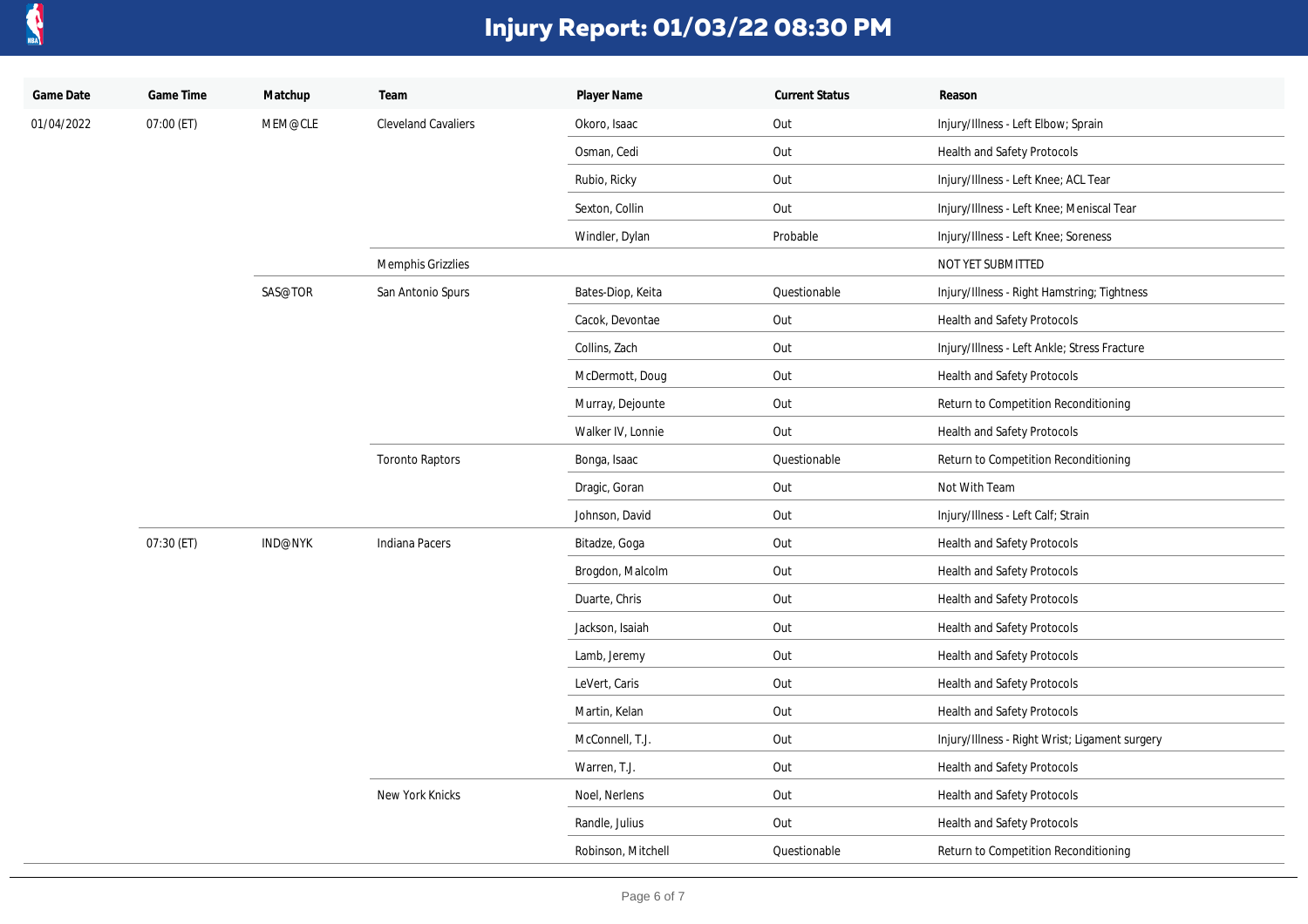# Injury Report: 01/03/22 08:30 PM

| Game Date | Game Time | Matchup | Team | Player Name | Current Status | Reason |
|---|---|---|---|---|---|---|
| 01/04/2022 | 07:00 (ET) | MEM@CLE | Cleveland Cavaliers | Okoro, Isaac | Out | Injury/Illness - Left Elbow; Sprain |
| | | | | Osman, Cedi | Out | Health and Safety Protocols |
| | | | | Rubio, Ricky | Out | Injury/Illness - Left Knee; ACL Tear |
| | | | | Sexton, Collin | Out | Injury/Illness - Left Knee; Meniscal Tear |
| | | | | Windler, Dylan | Probable | Injury/Illness - Left Knee; Soreness |
| | | | Memphis Grizzlies | | | NOT YET SUBMITTED |
| | | SAS@TOR | San Antonio Spurs | Bates-Diop, Keita | Questionable | Injury/Illness - Right Hamstring; Tightness |
| | | | | Cacok, Devontae | Out | Health and Safety Protocols |
| | | | | Collins, Zach | Out | Injury/Illness - Left Ankle; Stress Fracture |
| | | | | McDermott, Doug | Out | Health and Safety Protocols |
| | | | | Murray, Dejounte | Out | Return to Competition Reconditioning |
| | | | | Walker IV, Lonnie | Out | Health and Safety Protocols |
| | | | Toronto Raptors | Bonga, Isaac | Questionable | Return to Competition Reconditioning |
| | | | | Dragic, Goran | Out | Not With Team |
| | | | | Johnson, David | Out | Injury/Illness - Left Calf; Strain |
| | 07:30 (ET) | IND@NYK | Indiana Pacers | Bitadze, Goga | Out | Health and Safety Protocols |
| | | | | Brogdon, Malcolm | Out | Health and Safety Protocols |
| | | | | Duarte, Chris | Out | Health and Safety Protocols |
| | | | | Jackson, Isaiah | Out | Health and Safety Protocols |
| | | | | Lamb, Jeremy | Out | Health and Safety Protocols |
| | | | | LeVert, Caris | Out | Health and Safety Protocols |
| | | | | Martin, Kelan | Out | Health and Safety Protocols |
| | | | | McConnell, T.J. | Out | Injury/Illness - Right Wrist; Ligament surgery |
| | | | | Warren, T.J. | Out | Health and Safety Protocols |
| | | | New York Knicks | Noel, Nerlens | Out | Health and Safety Protocols |
| | | | | Randle, Julius | Out | Health and Safety Protocols |
| | | | | Robinson, Mitchell | Questionable | Return to Competition Reconditioning |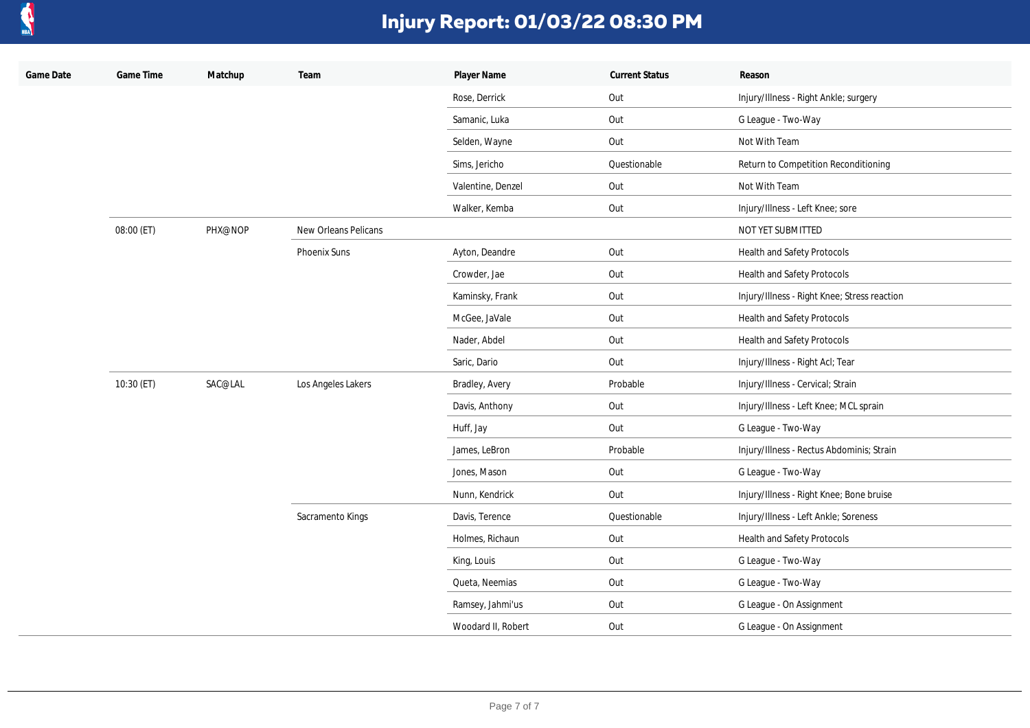# Injury Report: 01/03/22 08:30 PM

| Game Date | Game Time | Matchup | Team | Player Name | Current Status | Reason |
|---|---|---|---|---|---|---|
| | | | | Rose, Derrick | Out | Injury/Illness - Right Ankle; surgery |
| | | | | Samanic, Luka | Out | G League - Two-Way |
| | | | | Selden, Wayne | Out | Not With Team |
| | | | | Sims, Jericho | Questionable | Return to Competition Reconditioning |
| | | | | Valentine, Denzel | Out | Not With Team |
| | | | | Walker, Kemba | Out | Injury/Illness - Left Knee; sore |
| | 08:00 (ET) | PHX@NOP | New Orleans Pelicans | | | NOT YET SUBMITTED |
| | | | Phoenix Suns | Ayton, Deandre | Out | Health and Safety Protocols |
| | | | | Crowder, Jae | Out | Health and Safety Protocols |
| | | | | Kaminsky, Frank | Out | Injury/Illness - Right Knee; Stress reaction |
| | | | | McGee, JaVale | Out | Health and Safety Protocols |
| | | | | Nader, Abdel | Out | Health and Safety Protocols |
| | | | | Saric, Dario | Out | Injury/Illness - Right Acl; Tear |
| | 10:30 (ET) | SAC@LAL | Los Angeles Lakers | Bradley, Avery | Probable | Injury/Illness - Cervical; Strain |
| | | | | Davis, Anthony | Out | Injury/Illness - Left Knee; MCL sprain |
| | | | | Huff, Jay | Out | G League - Two-Way |
| | | | | James, LeBron | Probable | Injury/Illness - Rectus Abdominis; Strain |
| | | | | Jones, Mason | Out | G League - Two-Way |
| | | | | Nunn, Kendrick | Out | Injury/Illness - Right Knee; Bone bruise |
| | | | Sacramento Kings | Davis, Terence | Questionable | Injury/Illness - Left Ankle; Soreness |
| | | | | Holmes, Richaun | Out | Health and Safety Protocols |
| | | | | King, Louis | Out | G League - Two-Way |
| | | | | Queta, Neemias | Out | G League - Two-Way |
| | | | | Ramsey, Jahmi'us | Out | G League - On Assignment |
| | | | | Woodard II, Robert | Out | G League - On Assignment |